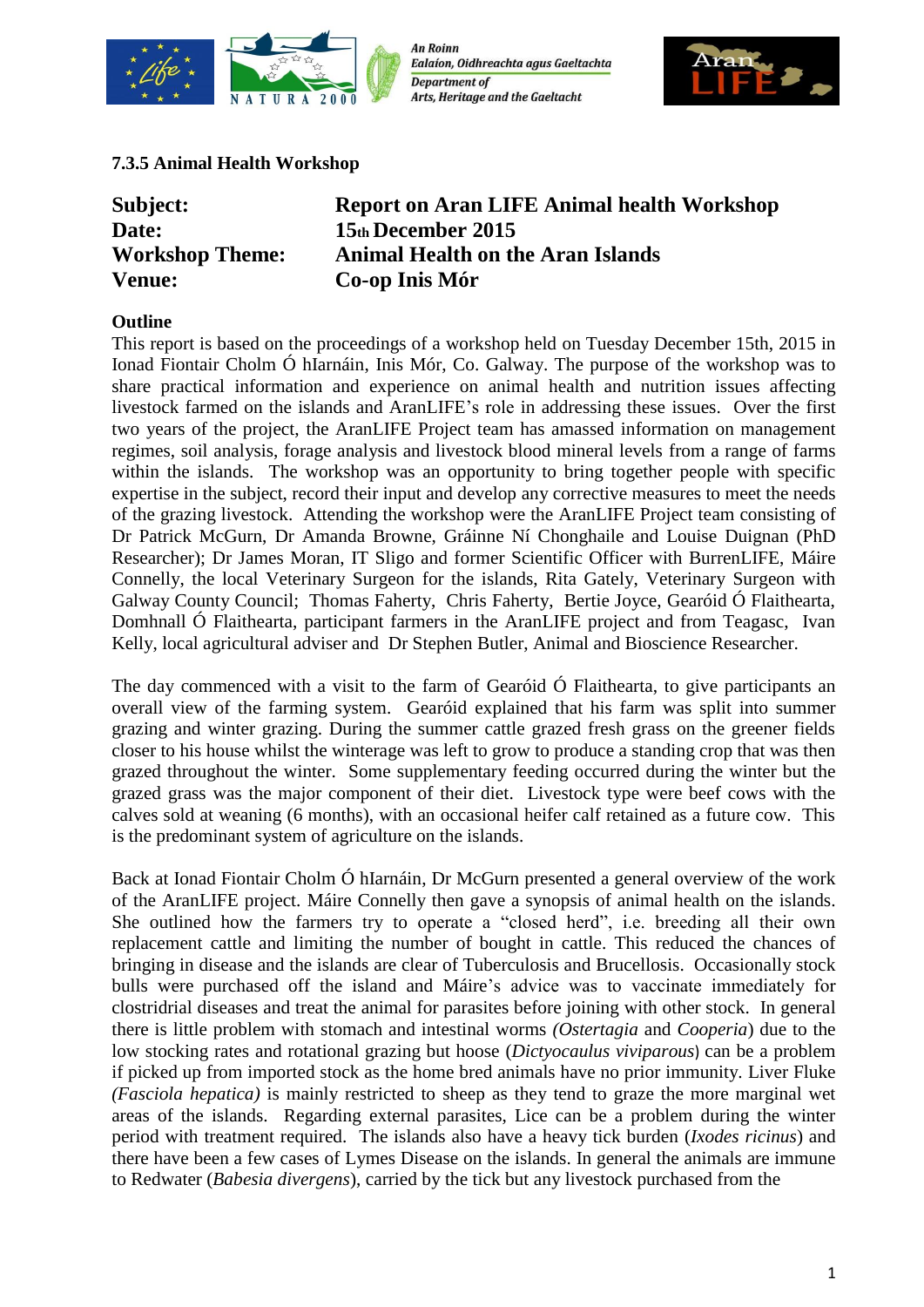### 7.3.5 Animal Health Workshop

| | |
|---|---|
| **Subject:** | **Report on Aran LIFE Animal health Workshop** |
| **Date:** | **15th December 2015** |
| **Workshop Theme:** | **Animal Health on the Aran Islands** |
| **Venue:** | **Co-op Inis Mór** |

**Outline**

This report is based on the proceedings of a workshop held on Tuesday December 15th, 2015 in Ionad Fiontair Cholm Ó hIarnáin, Inis Mór, Co. Galway. The purpose of the workshop was to share practical information and experience on animal health and nutrition issues affecting livestock farmed on the islands and AranLIFE's role in addressing these issues. Over the first two years of the project, the AranLIFE Project team has amassed information on management regimes, soil analysis, forage analysis and livestock blood mineral levels from a range of farms within the islands. The workshop was an opportunity to bring together people with specific expertise in the subject, record their input and develop any corrective measures to meet the needs of the grazing livestock. Attending the workshop were the AranLIFE Project team consisting of Dr Patrick McGurn, Dr Amanda Browne, Gráinne Ní Chonghaile and Louise Duignan (PhD Researcher); Dr James Moran, IT Sligo and former Scientific Officer with BurrenLIFE, Máire Connelly, the local Veterinary Surgeon for the islands, Rita Gately, Veterinary Surgeon with Galway County Council; Thomas Faherty, Chris Faherty, Bertie Joyce, Gearóid Ó Flaithearta, Domhnall Ó Flaithearta, participant farmers in the AranLIFE project and from Teagasc, Ivan Kelly, local agricultural adviser and Dr Stephen Butler, Animal and Bioscience Researcher.

The day commenced with a visit to the farm of Gearóid Ó Flaithearta, to give participants an overall view of the farming system. Gearóid explained that his farm was split into summer grazing and winter grazing. During the summer cattle grazed fresh grass on the greener fields closer to his house whilst the winterage was left to grow to produce a standing crop that was then grazed throughout the winter. Some supplementary feeding occurred during the winter but the grazed grass was the major component of their diet. Livestock type were beef cows with the calves sold at weaning (6 months), with an occasional heifer calf retained as a future cow. This is the predominant system of agriculture on the islands.

Back at Ionad Fiontair Cholm Ó hIarnáin, Dr McGurn presented a general overview of the work of the AranLIFE project. Máire Connelly then gave a synopsis of animal health on the islands. She outlined how the farmers try to operate a "closed herd", i.e. breeding all their own replacement cattle and limiting the number of bought in cattle. This reduced the chances of bringing in disease and the islands are clear of Tuberculosis and Brucellosis. Occasionally stock bulls were purchased off the island and Máire's advice was to vaccinate immediately for clostridrial diseases and treat the animal for parasites before joining with other stock. In general there is little problem with stomach and intestinal worms *(Ostertagia* and *Cooperia*) due to the low stocking rates and rotational grazing but hoose (*Dictyocaulus viviparous*) can be a problem if picked up from imported stock as the home bred animals have no prior immunity. Liver Fluke *(Fasciola hepatica)* is mainly restricted to sheep as they tend to graze the more marginal wet areas of the islands. Regarding external parasites, Lice can be a problem during the winter period with treatment required. The islands also have a heavy tick burden (*Ixodes ricinus*) and there have been a few cases of Lymes Disease on the islands. In general the animals are immune to Redwater (*Babesia divergens*), carried by the tick but any livestock purchased from the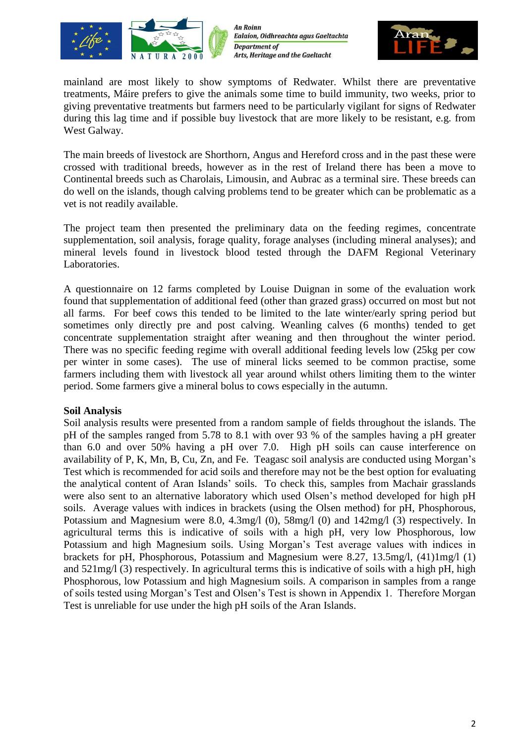mainland are most likely to show symptoms of Redwater. Whilst there are preventative treatments, Máire prefers to give the animals some time to build immunity, two weeks, prior to giving preventative treatments but farmers need to be particularly vigilant for signs of Redwater during this lag time and if possible buy livestock that are more likely to be resistant, e.g. from West Galway.

The main breeds of livestock are Shorthorn, Angus and Hereford cross and in the past these were crossed with traditional breeds, however as in the rest of Ireland there has been a move to Continental breeds such as Charolais, Limousin, and Aubrac as a terminal sire. These breeds can do well on the islands, though calving problems tend to be greater which can be problematic as a vet is not readily available.

The project team then presented the preliminary data on the feeding regimes, concentrate supplementation, soil analysis, forage quality, forage analyses (including mineral analyses); and mineral levels found in livestock blood tested through the DAFM Regional Veterinary Laboratories.

A questionnaire on 12 farms completed by Louise Duignan in some of the evaluation work found that supplementation of additional feed (other than grazed grass) occurred on most but not all farms. For beef cows this tended to be limited to the late winter/early spring period but sometimes only directly pre and post calving. Weanling calves (6 months) tended to get concentrate supplementation straight after weaning and then throughout the winter period. There was no specific feeding regime with overall additional feeding levels low (25kg per cow per winter in some cases). The use of mineral licks seemed to be common practise, some farmers including them with livestock all year around whilst others limiting them to the winter period. Some farmers give a mineral bolus to cows especially in the autumn.

**Soil Analysis**

Soil analysis results were presented from a random sample of fields throughout the islands. The pH of the samples ranged from 5.78 to 8.1 with over 93 % of the samples having a pH greater than 6.0 and over 50% having a pH over 7.0. High pH soils can cause interference on availability of P, K, Mn, B, Cu, Zn, and Fe. Teagasc soil analysis are conducted using Morgan's Test which is recommended for acid soils and therefore may not be the best option for evaluating the analytical content of Aran Islands' soils. To check this, samples from Machair grasslands were also sent to an alternative laboratory which used Olsen's method developed for high pH soils. Average values with indices in brackets (using the Olsen method) for pH, Phosphorous, Potassium and Magnesium were 8.0, 4.3mg/l (0), 58mg/l (0) and 142mg/l (3) respectively. In agricultural terms this is indicative of soils with a high pH, very low Phosphorous, low Potassium and high Magnesium soils. Using Morgan's Test average values with indices in brackets for pH, Phosphorous, Potassium and Magnesium were 8.27, 13.5mg/l, (41)1mg/l (1) and 521mg/l (3) respectively. In agricultural terms this is indicative of soils with a high pH, high Phosphorous, low Potassium and high Magnesium soils. A comparison in samples from a range of soils tested using Morgan's Test and Olsen's Test is shown in Appendix 1. Therefore Morgan Test is unreliable for use under the high pH soils of the Aran Islands.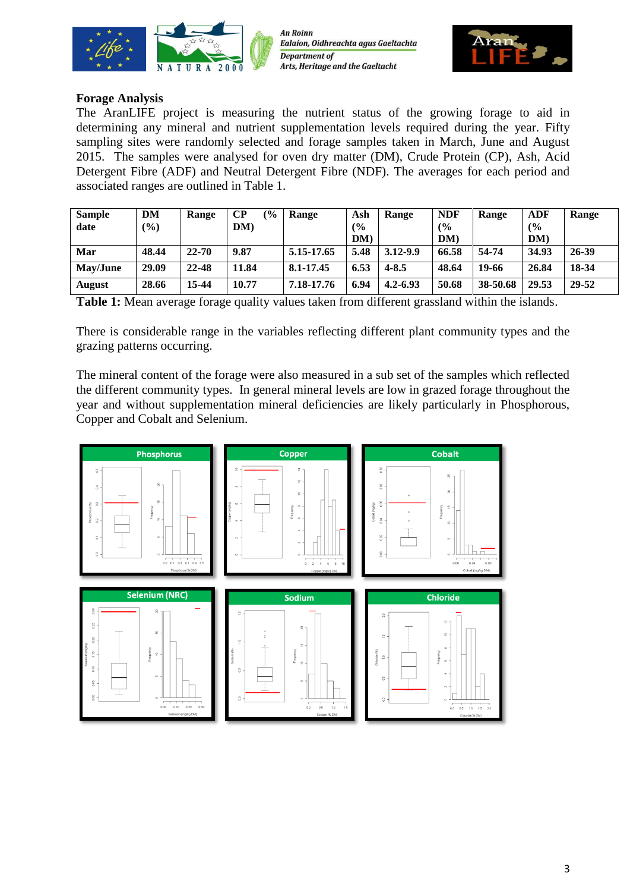## Forage Analysis

The AranLIFE project is measuring the nutrient status of the growing forage to aid in determining any mineral and nutrient supplementation levels required during the year. Fifty sampling sites were randomly selected and forage samples taken in March, June and August 2015. The samples were analysed for oven dry matter (DM), Crude Protein (CP), Ash, Acid Detergent Fibre (ADF) and Neutral Detergent Fibre (NDF). The averages for each period and associated ranges are outlined in Table 1.

| Sample date | DM (%) | Range | CP (% DM) | Range | Ash (% DM) | Range | NDF (% DM) | Range | ADF (% DM) | Range |
|---|---|---|---|---|---|---|---|---|---|---|
| Mar | 48.44 | 22-70 | 9.87 | 5.15-17.65 | 5.48 | 3.12-9.9 | 66.58 | 54-74 | 34.93 | 26-39 |
| May/June | 29.09 | 22-48 | 11.84 | 8.1-17.45 | 6.53 | 4-8.5 | 48.64 | 19-66 | 26.84 | 18-34 |
| August | 28.66 | 15-44 | 10.77 | 7.18-17.76 | 6.94 | 4.2-6.93 | 50.68 | 38-50.68 | 29.53 | 29-52 |

**Table 1:** Mean average forage quality values taken from different grassland within the islands.

There is considerable range in the variables reflecting different plant community types and the grazing patterns occurring.

The mineral content of the forage were also measured in a sub set of the samples which reflected the different community types. In general mineral levels are low in grazed forage throughout the year and without supplementation mineral deficiencies are likely particularly in Phosphorous, Copper and Cobalt and Selenium.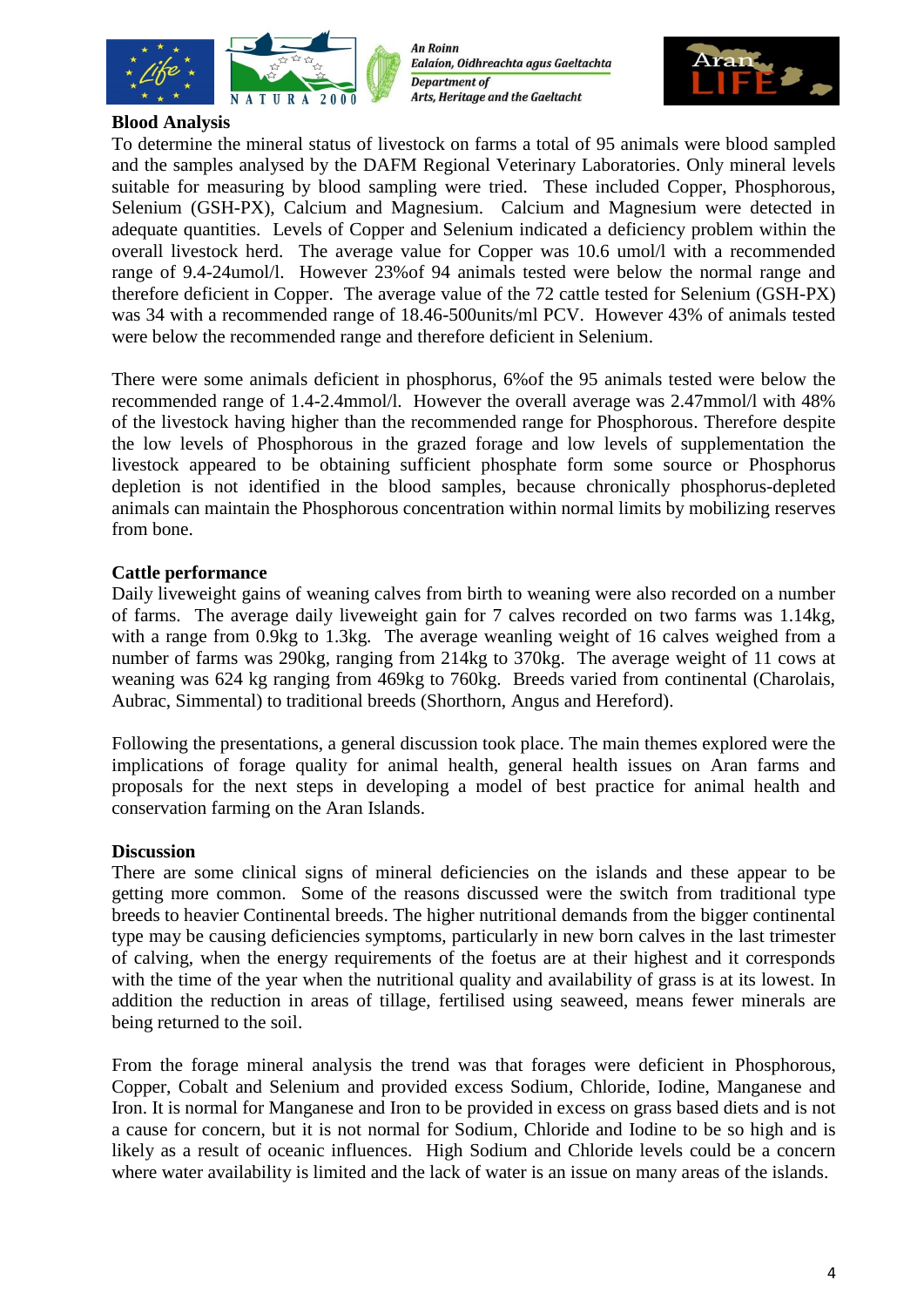**Blood Analysis**

To determine the mineral status of livestock on farms a total of 95 animals were blood sampled and the samples analysed by the DAFM Regional Veterinary Laboratories. Only mineral levels suitable for measuring by blood sampling were tried. These included Copper, Phosphorous, Selenium (GSH-PX), Calcium and Magnesium. Calcium and Magnesium were detected in adequate quantities. Levels of Copper and Selenium indicated a deficiency problem within the overall livestock herd. The average value for Copper was 10.6 umol/l with a recommended range of 9.4-24umol/l. However 23%of 94 animals tested were below the normal range and therefore deficient in Copper. The average value of the 72 cattle tested for Selenium (GSH-PX) was 34 with a recommended range of 18.46-500units/ml PCV. However 43% of animals tested were below the recommended range and therefore deficient in Selenium.

There were some animals deficient in phosphorus, 6%of the 95 animals tested were below the recommended range of 1.4-2.4mmol/l. However the overall average was 2.47mmol/l with 48% of the livestock having higher than the recommended range for Phosphorous. Therefore despite the low levels of Phosphorous in the grazed forage and low levels of supplementation the livestock appeared to be obtaining sufficient phosphate form some source or Phosphorus depletion is not identified in the blood samples, because chronically phosphorus-depleted animals can maintain the Phosphorous concentration within normal limits by mobilizing reserves from bone.

**Cattle performance**

Daily liveweight gains of weaning calves from birth to weaning were also recorded on a number of farms. The average daily liveweight gain for 7 calves recorded on two farms was 1.14kg, with a range from 0.9kg to 1.3kg. The average weanling weight of 16 calves weighed from a number of farms was 290kg, ranging from 214kg to 370kg. The average weight of 11 cows at weaning was 624 kg ranging from 469kg to 760kg. Breeds varied from continental (Charolais, Aubrac, Simmental) to traditional breeds (Shorthorn, Angus and Hereford).

Following the presentations, a general discussion took place. The main themes explored were the implications of forage quality for animal health, general health issues on Aran farms and proposals for the next steps in developing a model of best practice for animal health and conservation farming on the Aran Islands.

**Discussion**

There are some clinical signs of mineral deficiencies on the islands and these appear to be getting more common. Some of the reasons discussed were the switch from traditional type breeds to heavier Continental breeds. The higher nutritional demands from the bigger continental type may be causing deficiencies symptoms, particularly in new born calves in the last trimester of calving, when the energy requirements of the foetus are at their highest and it corresponds with the time of the year when the nutritional quality and availability of grass is at its lowest. In addition the reduction in areas of tillage, fertilised using seaweed, means fewer minerals are being returned to the soil.

From the forage mineral analysis the trend was that forages were deficient in Phosphorous, Copper, Cobalt and Selenium and provided excess Sodium, Chloride, Iodine, Manganese and Iron. It is normal for Manganese and Iron to be provided in excess on grass based diets and is not a cause for concern, but it is not normal for Sodium, Chloride and Iodine to be so high and is likely as a result of oceanic influences. High Sodium and Chloride levels could be a concern where water availability is limited and the lack of water is an issue on many areas of the islands.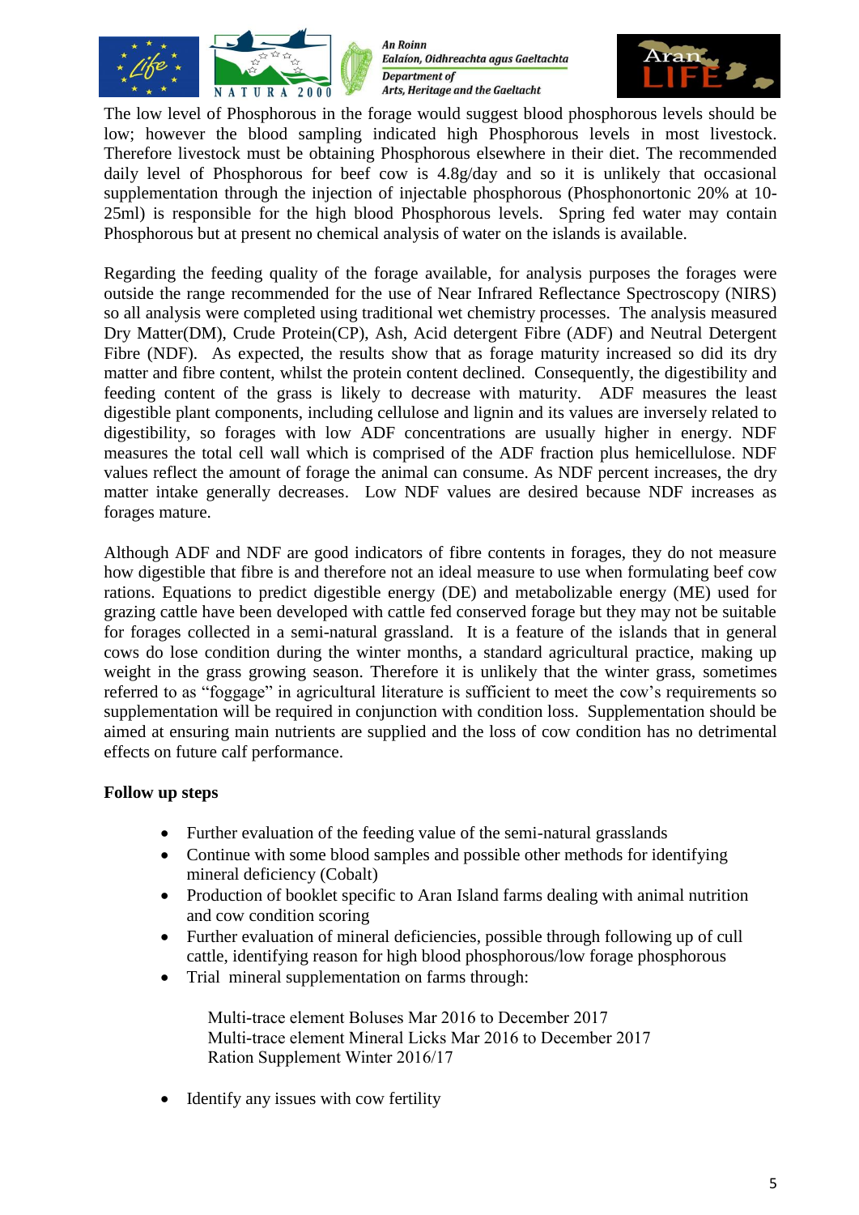The low level of Phosphorous in the forage would suggest blood phosphorous levels should be low; however the blood sampling indicated high Phosphorous levels in most livestock. Therefore livestock must be obtaining Phosphorous elsewhere in their diet. The recommended daily level of Phosphorous for beef cow is 4.8g/day and so it is unlikely that occasional supplementation through the injection of injectable phosphorous (Phosphonortonic 20% at 10-25ml) is responsible for the high blood Phosphorous levels. Spring fed water may contain Phosphorous but at present no chemical analysis of water on the islands is available.

Regarding the feeding quality of the forage available, for analysis purposes the forages were outside the range recommended for the use of Near Infrared Reflectance Spectroscopy (NIRS) so all analysis were completed using traditional wet chemistry processes. The analysis measured Dry Matter(DM), Crude Protein(CP), Ash, Acid detergent Fibre (ADF) and Neutral Detergent Fibre (NDF). As expected, the results show that as forage maturity increased so did its dry matter and fibre content, whilst the protein content declined. Consequently, the digestibility and feeding content of the grass is likely to decrease with maturity. ADF measures the least digestible plant components, including cellulose and lignin and its values are inversely related to digestibility, so forages with low ADF concentrations are usually higher in energy. NDF measures the total cell wall which is comprised of the ADF fraction plus hemicellulose. NDF values reflect the amount of forage the animal can consume. As NDF percent increases, the dry matter intake generally decreases. Low NDF values are desired because NDF increases as forages mature.

Although ADF and NDF are good indicators of fibre contents in forages, they do not measure how digestible that fibre is and therefore not an ideal measure to use when formulating beef cow rations. Equations to predict digestible energy (DE) and metabolizable energy (ME) used for grazing cattle have been developed with cattle fed conserved forage but they may not be suitable for forages collected in a semi-natural grassland. It is a feature of the islands that in general cows do lose condition during the winter months, a standard agricultural practice, making up weight in the grass growing season. Therefore it is unlikely that the winter grass, sometimes referred to as "foggage" in agricultural literature is sufficient to meet the cow's requirements so supplementation will be required in conjunction with condition loss. Supplementation should be aimed at ensuring main nutrients are supplied and the loss of cow condition has no detrimental effects on future calf performance.

**Follow up steps**

- Further evaluation of the feeding value of the semi-natural grasslands
- Continue with some blood samples and possible other methods for identifying mineral deficiency (Cobalt)
- Production of booklet specific to Aran Island farms dealing with animal nutrition and cow condition scoring
- Further evaluation of mineral deficiencies, possible through following up of cull cattle, identifying reason for high blood phosphorous/low forage phosphorous
- Trial mineral supplementation on farms through:

  Multi-trace element Boluses Mar 2016 to December 2017
  Multi-trace element Mineral Licks Mar 2016 to December 2017
  Ration Supplement Winter 2016/17

- Identify any issues with cow fertility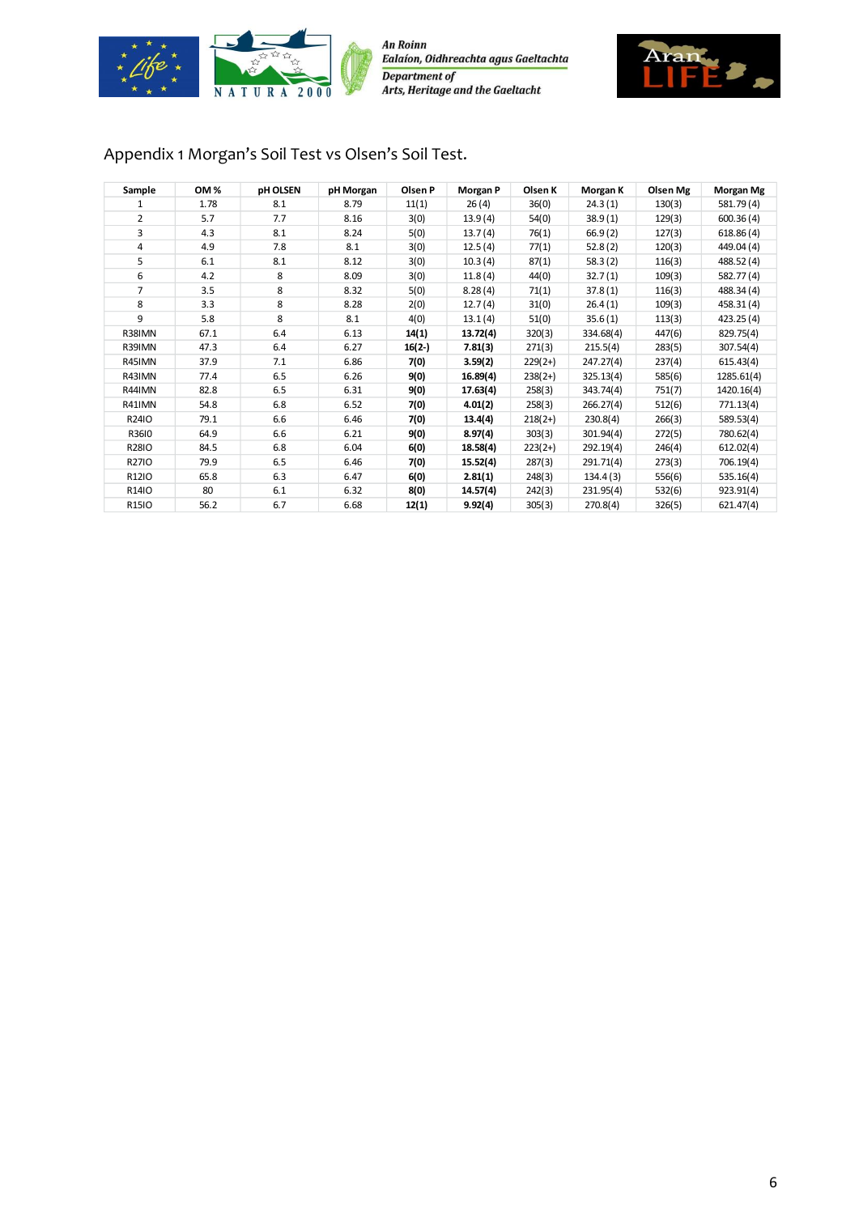## Appendix 1 Morgan's Soil Test vs Olsen's Soil Test.

| Sample | OM % | pH OLSEN | pH Morgan | Olsen P | Morgan P | Olsen K | Morgan K | Olsen Mg | Morgan Mg |
|---|---|---|---|---|---|---|---|---|---|
| 1 | 1.78 | 8.1 | 8.79 | 11(1) | 26 (4) | 36(0) | 24.3 (1) | 130(3) | 581.79 (4) |
| 2 | 5.7 | 7.7 | 8.16 | 3(0) | 13.9 (4) | 54(0) | 38.9 (1) | 129(3) | 600.36 (4) |
| 3 | 4.3 | 8.1 | 8.24 | 5(0) | 13.7 (4) | 76(1) | 66.9 (2) | 127(3) | 618.86 (4) |
| 4 | 4.9 | 7.8 | 8.1 | 3(0) | 12.5 (4) | 77(1) | 52.8 (2) | 120(3) | 449.04 (4) |
| 5 | 6.1 | 8.1 | 8.12 | 3(0) | 10.3 (4) | 87(1) | 58.3 (2) | 116(3) | 488.52 (4) |
| 6 | 4.2 | 8 | 8.09 | 3(0) | 11.8 (4) | 44(0) | 32.7 (1) | 109(3) | 582.77 (4) |
| 7 | 3.5 | 8 | 8.32 | 5(0) | 8.28 (4) | 71(1) | 37.8 (1) | 116(3) | 488.34 (4) |
| 8 | 3.3 | 8 | 8.28 | 2(0) | 12.7 (4) | 31(0) | 26.4 (1) | 109(3) | 458.31 (4) |
| 9 | 5.8 | 8 | 8.1 | 4(0) | 13.1 (4) | 51(0) | 35.6 (1) | 113(3) | 423.25 (4) |
| R38IMN | 67.1 | 6.4 | 6.13 | **14(1)** | **13.72(4)** | 320(3) | 334.68(4) | 447(6) | 829.75(4) |
| R39IMN | 47.3 | 6.4 | 6.27 | **16(2-)** | **7.81(3)** | 271(3) | 215.5(4) | 283(5) | 307.54(4) |
| R45IMN | 37.9 | 7.1 | 6.86 | **7(0)** | **3.59(2)** | 229(2+) | 247.27(4) | 237(4) | 615.43(4) |
| R43IMN | 77.4 | 6.5 | 6.26 | **9(0)** | **16.89(4)** | 238(2+) | 325.13(4) | 585(6) | 1285.61(4) |
| R44IMN | 82.8 | 6.5 | 6.31 | **9(0)** | **17.63(4)** | 258(3) | 343.74(4) | 751(7) | 1420.16(4) |
| R41IMN | 54.8 | 6.8 | 6.52 | **7(0)** | **4.01(2)** | 258(3) | 266.27(4) | 512(6) | 771.13(4) |
| R24IO | 79.1 | 6.6 | 6.46 | **7(0)** | **13.4(4)** | 218(2+) | 230.8(4) | 266(3) | 589.53(4) |
| R36IO | 64.9 | 6.6 | 6.21 | **9(0)** | **8.97(4)** | 303(3) | 301.94(4) | 272(5) | 780.62(4) |
| R28IO | 84.5 | 6.8 | 6.04 | **6(0)** | **18.58(4)** | 223(2+) | 292.19(4) | 246(4) | 612.02(4) |
| R27IO | 79.9 | 6.5 | 6.46 | **7(0)** | **15.52(4)** | 287(3) | 291.71(4) | 273(3) | 706.19(4) |
| R12IO | 65.8 | 6.3 | 6.47 | **6(0)** | **2.81(1)** | 248(3) | 134.4 (3) | 556(6) | 535.16(4) |
| R14IO | 80 | 6.1 | 6.32 | **8(0)** | **14.57(4)** | 242(3) | 231.95(4) | 532(6) | 923.91(4) |
| R15IO | 56.2 | 6.7 | 6.68 | **12(1)** | **9.92(4)** | 305(3) | 270.8(4) | 326(5) | 621.47(4) |